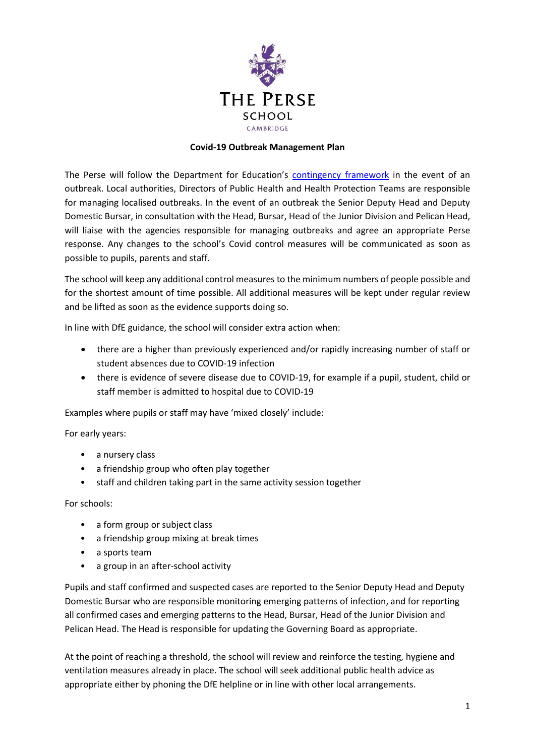# Covid-19 Outbreak Management Plan

The Perse will follow the Department for Education's [contingency framework] in the event of an outbreak. Local authorities, Directors of Public Health and Health Protection Teams are responsible for managing localised outbreaks. In the event of an outbreak the Senior Deputy Head and Deputy Domestic Bursar, in consultation with the Head, Bursar, Head of the Junior Division and Pelican Head, will liaise with the agencies responsible for managing outbreaks and agree an appropriate Perse response. Any changes to the school's Covid control measures will be communicated as soon as possible to pupils, parents and staff.

The school will keep any additional control measures to the minimum numbers of people possible and for the shortest amount of time possible. All additional measures will be kept under regular review and be lifted as soon as the evidence supports doing so.

In line with DfE guidance, the school will consider extra action when:

- there are a higher than previously experienced and/or rapidly increasing number of staff or student absences due to COVID-19 infection
- there is evidence of severe disease due to COVID-19, for example if a pupil, student, child or staff member is admitted to hospital due to COVID-19

Examples where pupils or staff may have 'mixed closely' include:

For early years:

- a nursery class
- a friendship group who often play together
- staff and children taking part in the same activity session together

For schools:

- a form group or subject class
- a friendship group mixing at break times
- a sports team
- a group in an after-school activity

Pupils and staff confirmed and suspected cases are reported to the Senior Deputy Head and Deputy Domestic Bursar who are responsible monitoring emerging patterns of infection, and for reporting all confirmed cases and emerging patterns to the Head, Bursar, Head of the Junior Division and Pelican Head. The Head is responsible for updating the Governing Board as appropriate.

At the point of reaching a threshold, the school will review and reinforce the testing, hygiene and ventilation measures already in place. The school will seek additional public health advice as appropriate either by phoning the DfE helpline or in line with other local arrangements.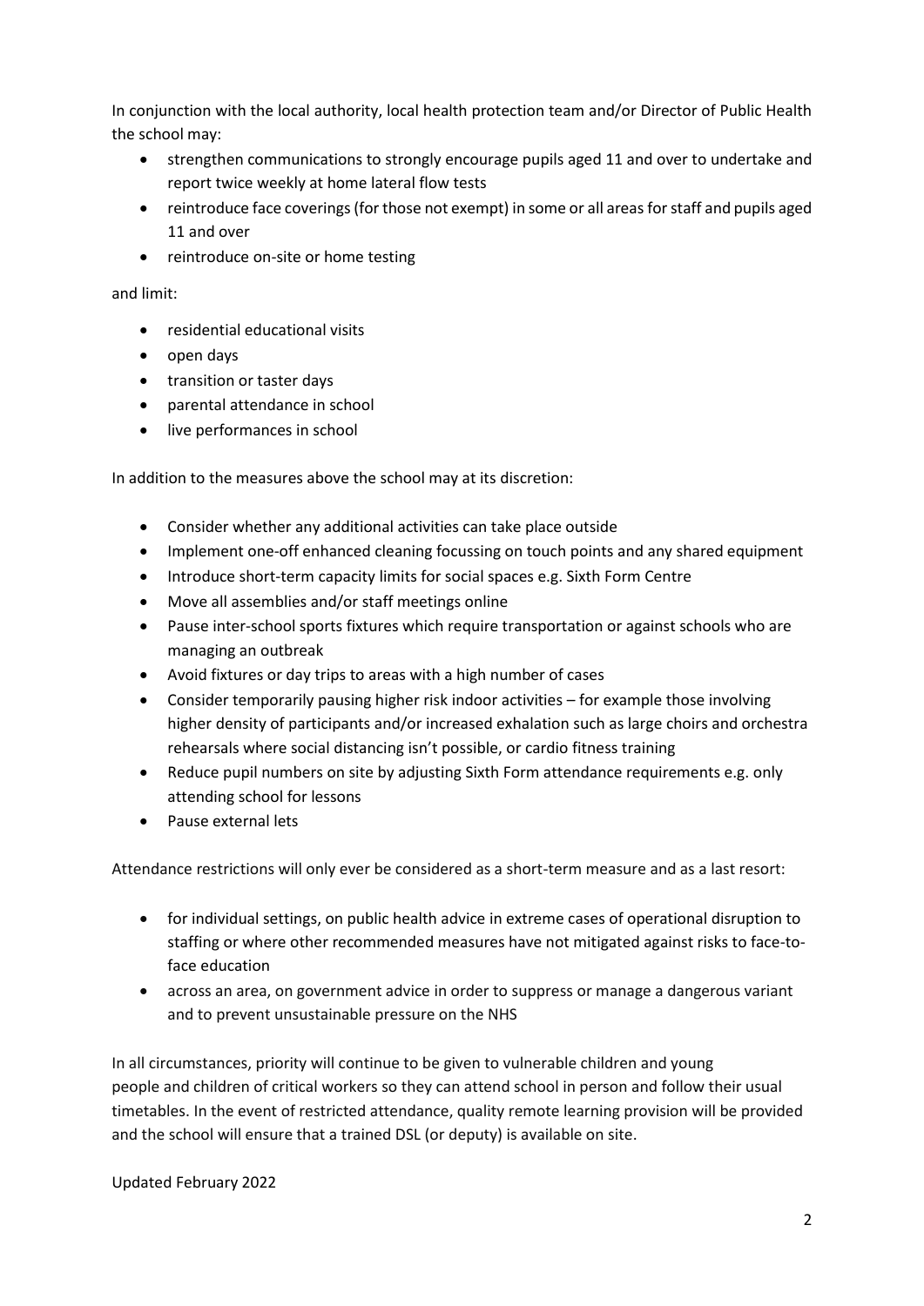In conjunction with the local authority, local health protection team and/or Director of Public Health the school may:

- strengthen communications to strongly encourage pupils aged 11 and over to undertake and report twice weekly at home lateral flow tests
- reintroduce face coverings (for those not exempt) in some or all areas for staff and pupils aged 11 and over
- reintroduce on-site or home testing

and limit:

- residential educational visits
- open days
- transition or taster days
- parental attendance in school
- live performances in school

In addition to the measures above the school may at its discretion:

- Consider whether any additional activities can take place outside
- Implement one-off enhanced cleaning focussing on touch points and any shared equipment
- Introduce short-term capacity limits for social spaces e.g. Sixth Form Centre
- Move all assemblies and/or staff meetings online
- Pause inter-school sports fixtures which require transportation or against schools who are managing an outbreak
- Avoid fixtures or day trips to areas with a high number of cases
- Consider temporarily pausing higher risk indoor activities – for example those involving higher density of participants and/or increased exhalation such as large choirs and orchestra rehearsals where social distancing isn't possible, or cardio fitness training
- Reduce pupil numbers on site by adjusting Sixth Form attendance requirements e.g. only attending school for lessons
- Pause external lets

Attendance restrictions will only ever be considered as a short-term measure and as a last resort:

- for individual settings, on public health advice in extreme cases of operational disruption to staffing or where other recommended measures have not mitigated against risks to face-to-face education
- across an area, on government advice in order to suppress or manage a dangerous variant and to prevent unsustainable pressure on the NHS

In all circumstances, priority will continue to be given to vulnerable children and young people and children of critical workers so they can attend school in person and follow their usual timetables. In the event of restricted attendance, quality remote learning provision will be provided and the school will ensure that a trained DSL (or deputy) is available on site.

Updated February 2022